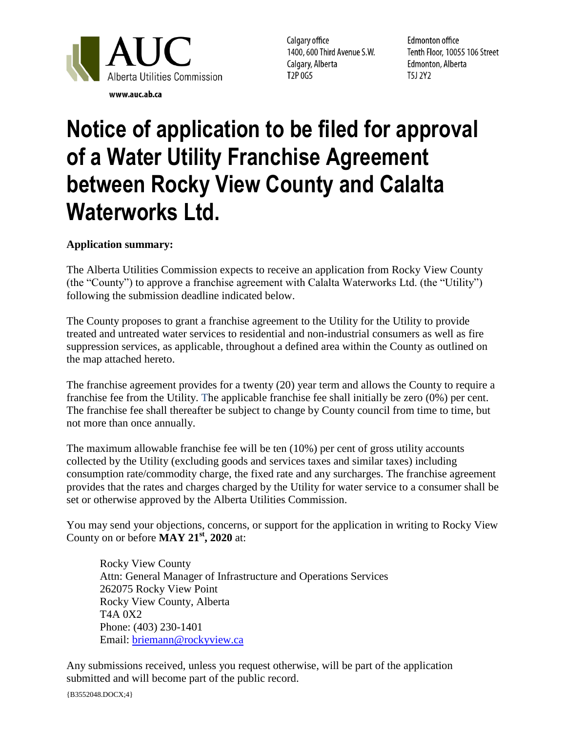AUC
Alberta Utilities Commission

www.auc.ab.ca

Calgary office
1400, 600 Third Avenue S.W.
Calgary, Alberta
T2P 0G5

Edmonton office
Tenth Floor, 10055 106 Street
Edmonton, Alberta
T5J 2Y2

# Notice of application to be filed for approval of a Water Utility Franchise Agreement between Rocky View County and Calalta Waterworks Ltd.

**Application summary:**

The Alberta Utilities Commission expects to receive an application from Rocky View County (the "County") to approve a franchise agreement with Calalta Waterworks Ltd. (the "Utility") following the submission deadline indicated below.

The County proposes to grant a franchise agreement to the Utility for the Utility to provide treated and untreated water services to residential and non-industrial consumers as well as fire suppression services, as applicable, throughout a defined area within the County as outlined on the map attached hereto.

The franchise agreement provides for a twenty (20) year term and allows the County to require a franchise fee from the Utility. The applicable franchise fee shall initially be zero (0%) per cent. The franchise fee shall thereafter be subject to change by County council from time to time, but not more than once annually.

The maximum allowable franchise fee will be ten (10%) per cent of gross utility accounts collected by the Utility (excluding goods and services taxes and similar taxes) including consumption rate/commodity charge, the fixed rate and any surcharges. The franchise agreement provides that the rates and charges charged by the Utility for water service to a consumer shall be set or otherwise approved by the Alberta Utilities Commission.

You may send your objections, concerns, or support for the application in writing to Rocky View County on or before **MAY 21st, 2020** at:

Rocky View County
Attn: General Manager of Infrastructure and Operations Services
262075 Rocky View Point
Rocky View County, Alberta
T4A 0X2
Phone: (403) 230-1401
Email: briemann@rockyview.ca

Any submissions received, unless you request otherwise, will be part of the application submitted and will become part of the public record.

{B3552048.DOCX;4}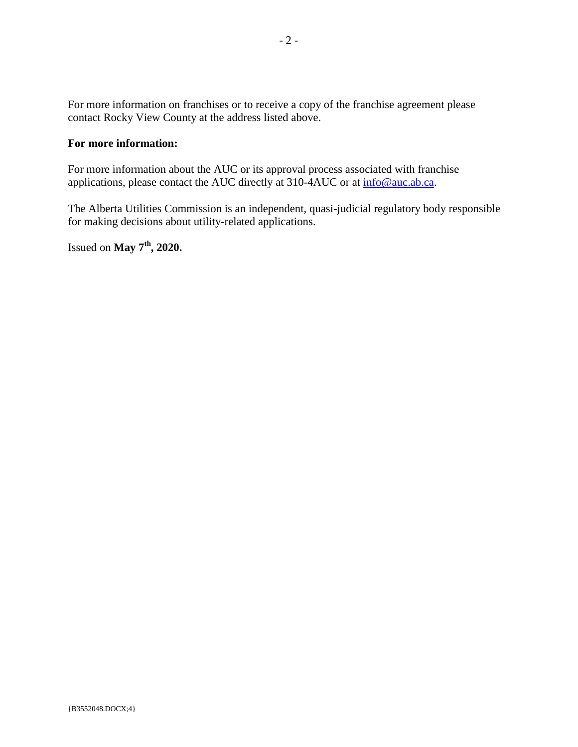For more information on franchises or to receive a copy of the franchise agreement please contact Rocky View County at the address listed above.

**For more information:**

For more information about the AUC or its approval process associated with franchise applications, please contact the AUC directly at 310-4AUC or at info@auc.ab.ca.

The Alberta Utilities Commission is an independent, quasi-judicial regulatory body responsible for making decisions about utility-related applications.

Issued on **May 7th, 2020.**

{B3552048.DOCX;4}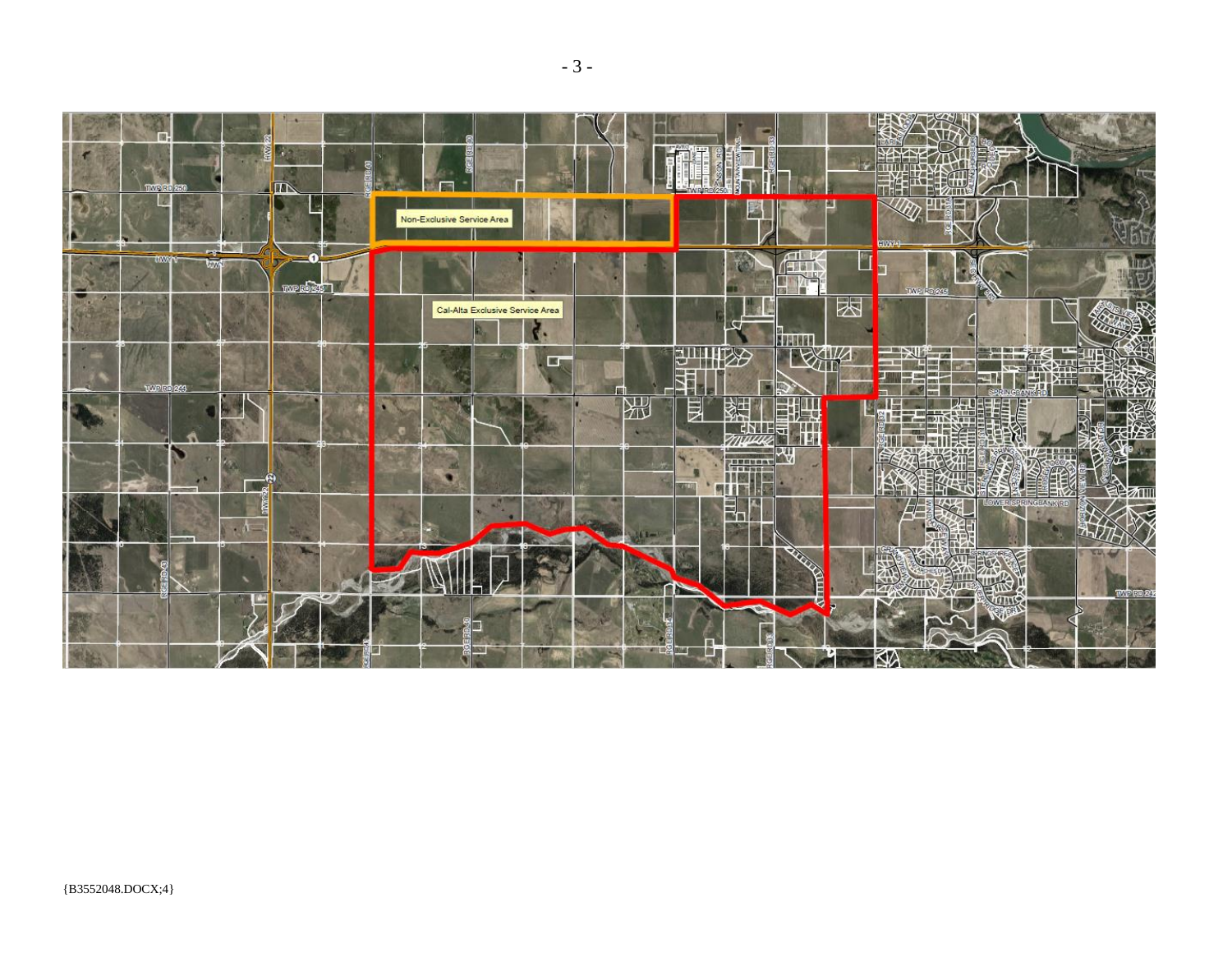Non-Exclusive Service Area

Cal-Alta Exclusive Service Area